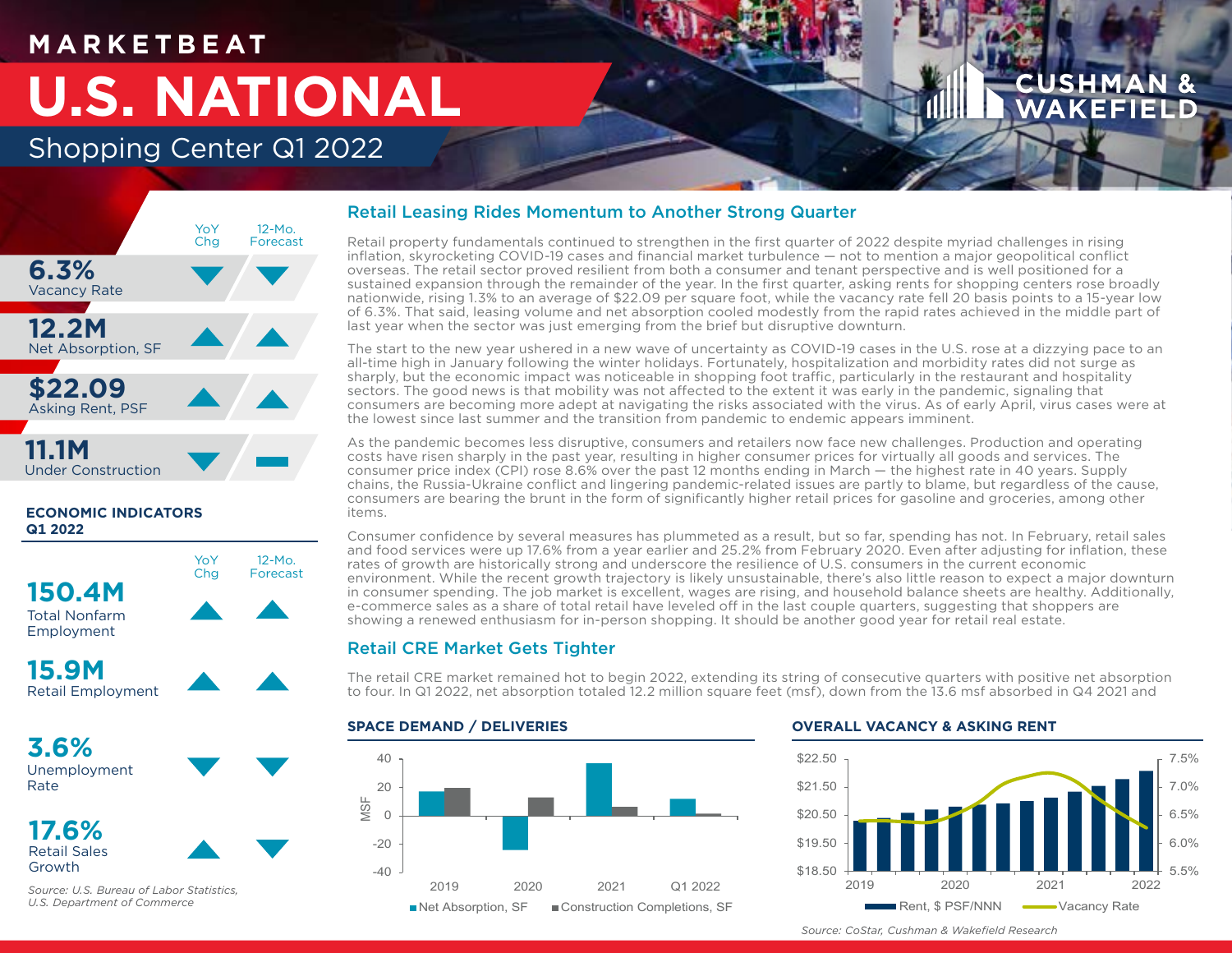# MARKETBEAT

# U.S. NATIONAL

## Shopping Center Q1 2022

| | YoY Chg | 12-Mo. Forecast |
|---|---|---|
| **6.3%** Vacancy Rate | ▼ | ▼ |
| **12.2M** Net Absorption, SF | ▲ | ▲ |
| **$22.09** Asking Rent, PSF | ▲ | ▲ |
| **11.1M** Under Construction | ▼ | ▬ |

**ECONOMIC INDICATORS Q1 2022**

| | YoY Chg | 12-Mo. Forecast |
|---|---|---|
| **150.4M** Total Nonfarm Employment | ▲ | ▲ |
| **15.9M** Retail Employment | ▲ | ▲ |
| **3.6%** Unemployment Rate | ▼ | ▼ |
| **17.6%** Retail Sales Growth | ▲ | ▼ |

*Source: U.S. Bureau of Labor Statistics, U.S. Department of Commerce*

### Retail Leasing Rides Momentum to Another Strong Quarter

Retail property fundamentals continued to strengthen in the first quarter of 2022 despite myriad challenges in rising inflation, skyrocketing COVID-19 cases and financial market turbulence — not to mention a major geopolitical conflict overseas. The retail sector proved resilient from both a consumer and tenant perspective and is well positioned for a sustained expansion through the remainder of the year. In the first quarter, asking rents for shopping centers rose broadly nationwide, rising 1.3% to an average of $22.09 per square foot, while the vacancy rate fell 20 basis points to a 15-year low of 6.3%. That said, leasing volume and net absorption cooled modestly from the rapid rates achieved in the middle part of last year when the sector was just emerging from the brief but disruptive downturn.

The start to the new year ushered in a new wave of uncertainty as COVID-19 cases in the U.S. rose at a dizzying pace to an all-time high in January following the winter holidays. Fortunately, hospitalization and morbidity rates did not surge as sharply, but the economic impact was noticeable in shopping foot traffic, particularly in the restaurant and hospitality sectors. The good news is that mobility was not affected to the extent it was early in the pandemic, signaling that consumers are becoming more adept at navigating the risks associated with the virus. As of early April, virus cases were at the lowest since last summer and the transition from pandemic to endemic appears imminent.

As the pandemic becomes less disruptive, consumers and retailers now face new challenges. Production and operating costs have risen sharply in the past year, resulting in higher consumer prices for virtually all goods and services. The consumer price index (CPI) rose 8.6% over the past 12 months ending in March — the highest rate in 40 years. Supply chains, the Russia-Ukraine conflict and lingering pandemic-related issues are partly to blame, but regardless of the cause, consumers are bearing the brunt in the form of significantly higher retail prices for gasoline and groceries, among other items.

Consumer confidence by several measures has plummeted as a result, but so far, spending has not. In February, retail sales and food services were up 17.6% from a year earlier and 25.2% from February 2020. Even after adjusting for inflation, these rates of growth are historically strong and underscore the resilience of U.S. consumers in the current economic environment. While the recent growth trajectory is likely unsustainable, there's also little reason to expect a major downturn in consumer spending. The job market is excellent, wages are rising, and household balance sheets are healthy. Additionally, e-commerce sales as a share of total retail have leveled off in the last couple quarters, suggesting that shoppers are showing a renewed enthusiasm for in-person shopping. It should be another good year for retail real estate.

### Retail CRE Market Gets Tighter

The retail CRE market remained hot to begin 2022, extending its string of consecutive quarters with positive net absorption to four. In Q1 2022, net absorption totaled 12.2 million square feet (msf), down from the 13.6 msf absorbed in Q4 2021 and

**SPACE DEMAND / DELIVERIES**

| | Net Absorption, SF (MSF) | Construction Completions, SF (MSF) |
|---|---|---|
| 2019 | ~17 | ~20 |
| 2020 | ~-24 | ~13 |
| 2021 | ~37 | ~6 |
| Q1 2022 | ~12 | ~1 |

**OVERALL VACANCY & ASKING RENT**

(Chart: Rent, $ PSF/NNN bars and Vacancy Rate line, 2019–2022; rent axis $18.50–$22.50, vacancy axis 5.5%–7.5%)

*Source: CoStar, Cushman & Wakefield Research*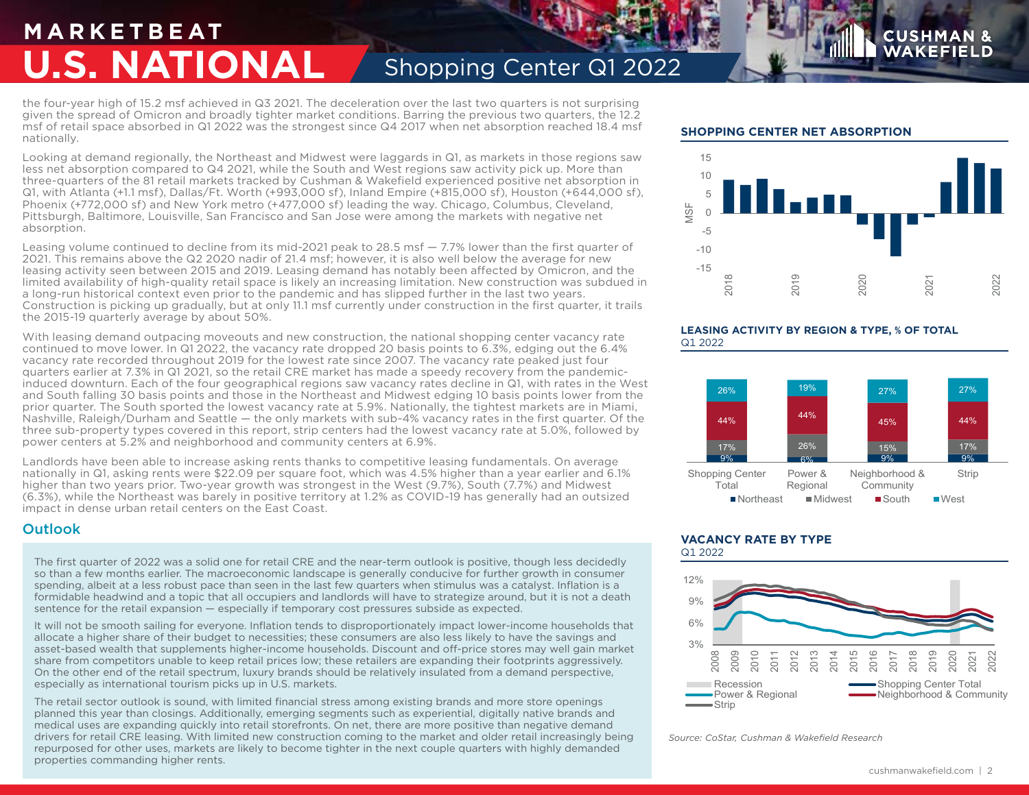the four-year high of 15.2 msf achieved in Q3 2021. The deceleration over the last two quarters is not surprising given the spread of Omicron and broadly tighter market conditions. Barring the previous two quarters, the 12.2 msf of retail space absorbed in Q1 2022 was the strongest since Q4 2017 when net absorption reached 18.4 msf nationally.

Looking at demand regionally, the Northeast and Midwest were laggards in Q1, as markets in those regions saw less net absorption compared to Q4 2021, while the South and West regions saw activity pick up. More than three-quarters of the 81 retail markets tracked by Cushman & Wakefield experienced positive net absorption in Q1, with Atlanta (+1.1 msf), Dallas/Ft. Worth (+993,000 sf), Inland Empire (+815,000 sf), Houston (+644,000 sf), Phoenix (+772,000 sf) and New York metro (+477,000 sf) leading the way. Chicago, Columbus, Cleveland, Pittsburgh, Baltimore, Louisville, San Francisco and San Jose were among the markets with negative net absorption.

Leasing volume continued to decline from its mid-2021 peak to 28.5 msf — 7.7% lower than the first quarter of 2021. This remains above the Q2 2020 nadir of 21.4 msf; however, it is also well below the average for new leasing activity seen between 2015 and 2019. Leasing demand has notably been affected by Omicron, and the limited availability of high-quality retail space is likely an increasing limitation. New construction was subdued in a long-run historical context even prior to the pandemic and has slipped further in the last two years. Construction is picking up gradually, but at only 11.1 msf currently under construction in the first quarter, it trails the 2015-19 quarterly average by about 50%.

With leasing demand outpacing moveouts and new construction, the national shopping center vacancy rate continued to move lower. In Q1 2022, the vacancy rate dropped 20 basis points to 6.3%, edging out the 6.4% vacancy rate recorded throughout 2019 for the lowest rate since 2007. The vacancy rate peaked just four quarters earlier at 7.3% in Q1 2021, so the retail CRE market has made a speedy recovery from the pandemic-induced downturn. Each of the four geographical regions saw vacancy rates decline in Q1, with rates in the West and South falling 30 basis points and those in the Northeast and Midwest edging 10 basis points lower from the prior quarter. The South sported the lowest vacancy rate at 5.9%. Nationally, the tightest markets are in Miami, Nashville, Raleigh/Durham and Seattle — the only markets with sub-4% vacancy rates in the first quarter. Of the three sub-property types covered in this report, strip centers had the lowest vacancy rate at 5.0%, followed by power centers at 5.2% and neighborhood and community centers at 6.9%.

Landlords have been able to increase asking rents thanks to competitive leasing fundamentals. On average nationally in Q1, asking rents were $22.09 per square foot, which was 4.5% higher than a year earlier and 6.1% higher than two years prior. Two-year growth was strongest in the West (9.7%), South (7.7%) and Midwest (6.3%), while the Northeast was barely in positive territory at 1.2% as COVID-19 has generally had an outsized impact in dense urban retail centers on the East Coast.

## Outlook

The first quarter of 2022 was a solid one for retail CRE and the near-term outlook is positive, though less decidedly so than a few months earlier. The macroeconomic landscape is generally conducive for further growth in consumer spending, albeit at a less robust pace than seen in the last few quarters when stimulus was a catalyst. Inflation is a formidable headwind and a topic that all occupiers and landlords will have to strategize around, but it is not a death sentence for the retail expansion — especially if temporary cost pressures subside as expected.

It will not be smooth sailing for everyone. Inflation tends to disproportionately impact lower-income households that allocate a higher share of their budget to necessities; these consumers are also less likely to have the savings and asset-based wealth that supplements higher-income households. Discount and off-price stores may well gain market share from competitors unable to keep retail prices low; these retailers are expanding their footprints aggressively. On the other end of the retail spectrum, luxury brands should be relatively insulated from a demand perspective, especially as international tourism picks up in U.S. markets.

The retail sector outlook is sound, with limited financial stress among existing brands and more store openings planned this year than closings. Additionally, emerging segments such as experiential, digitally native brands and medical uses are expanding quickly into retail storefronts. On net, there are more positive than negative demand drivers for retail CRE leasing. With limited new construction coming to the market and older retail increasingly being repurposed for other uses, markets are likely to become tighter in the next couple quarters with highly demanded properties commanding higher rents.

### SHOPPING CENTER NET ABSORPTION

### LEASING ACTIVITY BY REGION & TYPE, % OF TOTAL
Q1 2022

| | Shopping Center Total | Power & Regional | Neighborhood & Community | Strip |
|---|---|---|---|---|
| West | 26% | 19% | 27% | 27% |
| South | 44% | 44% | 45% | 44% |
| Midwest | 17% | 26% | 15% | 17% |
| Northeast | 9% | 6% | 9% | 9% |

### VACANCY RATE BY TYPE
Q1 2022

*Source: CoStar, Cushman & Wakefield Research*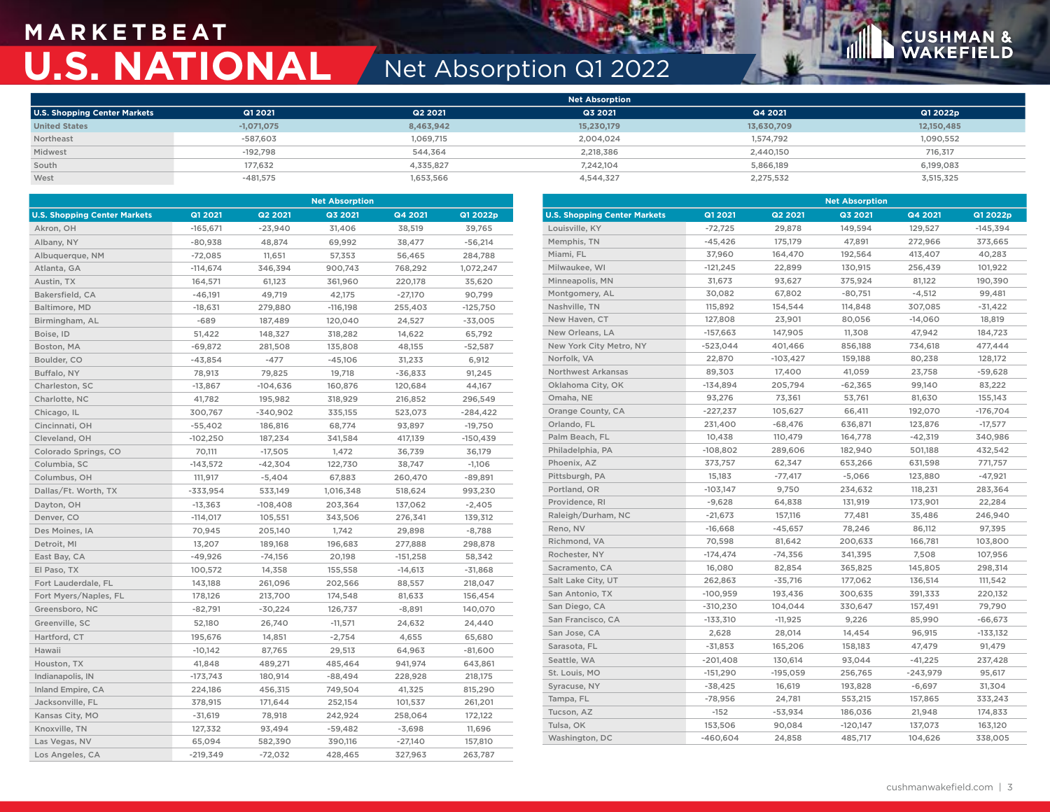# MARKETBEAT

# U.S. NATIONAL

## Net Absorption Q1 2022

| U.S. Shopping Center Markets | Net Absorption | | | | |
|---|---|---|---|---|---|
| | Q1 2021 | Q2 2021 | Q3 2021 | Q4 2021 | Q1 2022p |
| **United States** | **-1,071,075** | **8,463,942** | **15,230,179** | **13,630,709** | **12,150,485** |
| Northeast | -587,603 | 1,069,715 | 2,004,024 | 1,574,792 | 1,090,552 |
| Midwest | -192,798 | 544,364 | 2,218,386 | 2,440,150 | 716,317 |
| South | 177,632 | 4,335,827 | 7,242,104 | 5,866,189 | 6,199,083 |
| West | -481,575 | 1,653,566 | 4,544,327 | 2,275,532 | 3,515,325 |

| U.S. Shopping Center Markets | Net Absorption | | | | |
|---|---|---|---|---|---|
| | Q1 2021 | Q2 2021 | Q3 2021 | Q4 2021 | Q1 2022p |
| Akron, OH | -165,671 | -23,940 | 31,406 | 38,519 | 39,765 |
| Albany, NY | -80,938 | 48,874 | 69,992 | 38,477 | -56,214 |
| Albuquerque, NM | -72,085 | 11,651 | 57,353 | 56,465 | 284,788 |
| Atlanta, GA | -114,674 | 346,394 | 900,743 | 768,292 | 1,072,247 |
| Austin, TX | 164,571 | 61,123 | 361,960 | 220,178 | 35,620 |
| Bakersfield, CA | -46,191 | 49,719 | 42,175 | -27,170 | 90,799 |
| Baltimore, MD | -18,631 | 279,880 | -116,198 | 255,403 | -125,750 |
| Birmingham, AL | -689 | 187,489 | 120,040 | 24,527 | -33,005 |
| Boise, ID | 51,422 | 148,327 | 318,282 | 14,622 | 65,792 |
| Boston, MA | -69,872 | 281,508 | 135,808 | 48,155 | -52,587 |
| Boulder, CO | -43,854 | -477 | -45,106 | 31,233 | 6,912 |
| Buffalo, NY | 78,913 | 79,825 | 19,718 | -36,833 | 91,245 |
| Charleston, SC | -13,867 | -104,636 | 160,876 | 120,684 | 44,167 |
| Charlotte, NC | 41,782 | 195,982 | 318,929 | 216,852 | 296,549 |
| Chicago, IL | 300,767 | -340,902 | 335,155 | 523,073 | -284,422 |
| Cincinnati, OH | -55,402 | 186,816 | 68,774 | 93,897 | -19,750 |
| Cleveland, OH | -102,250 | 187,234 | 341,584 | 417,139 | -150,439 |
| Colorado Springs, CO | 70,111 | -17,505 | 1,472 | 36,739 | 36,179 |
| Columbia, SC | -143,572 | -42,304 | 122,730 | 38,747 | -1,106 |
| Columbus, OH | 111,917 | -5,404 | 67,883 | 260,470 | -89,891 |
| Dallas/Ft. Worth, TX | -333,954 | 533,149 | 1,016,348 | 518,624 | 993,230 |
| Dayton, OH | -13,363 | -108,408 | 203,364 | 137,062 | -2,405 |
| Denver, CO | -114,017 | 105,551 | 343,506 | 276,341 | 139,312 |
| Des Moines, IA | 70,945 | 205,140 | 1,742 | 29,898 | -8,788 |
| Detroit, MI | 13,207 | 189,168 | 196,683 | 277,888 | 298,878 |
| East Bay, CA | -49,926 | -74,156 | 20,198 | -151,258 | 58,342 |
| El Paso, TX | 100,572 | 14,358 | 155,558 | -14,613 | -31,868 |
| Fort Lauderdale, FL | 143,188 | 261,096 | 202,566 | 88,557 | 218,047 |
| Fort Myers/Naples, FL | 178,126 | 213,700 | 174,548 | 81,633 | 156,454 |
| Greensboro, NC | -82,791 | -30,224 | 126,737 | -8,891 | 140,070 |
| Greenville, SC | 52,180 | 26,740 | -11,571 | 24,632 | 24,440 |
| Hartford, CT | 195,676 | 14,851 | -2,754 | 4,655 | 65,680 |
| Hawaii | -10,142 | 87,765 | 29,513 | 64,963 | -81,600 |
| Houston, TX | 41,848 | 489,271 | 485,464 | 941,974 | 643,861 |
| Indianapolis, IN | -173,743 | 180,914 | -88,494 | 228,928 | 218,175 |
| Inland Empire, CA | 224,186 | 456,315 | 749,504 | 41,325 | 815,290 |
| Jacksonville, FL | 378,915 | 171,644 | 252,154 | 101,537 | 261,201 |
| Kansas City, MO | -31,619 | 78,918 | 242,924 | 258,064 | 172,122 |
| Knoxville, TN | 127,332 | 93,494 | -59,482 | -3,698 | 11,696 |
| Las Vegas, NV | 65,094 | 582,390 | 390,116 | -27,140 | 157,810 |
| Los Angeles, CA | -219,349 | -72,032 | 428,465 | 327,963 | 263,787 |
| Louisville, KY | -72,725 | 29,878 | 149,594 | 129,527 | -145,394 |
| Memphis, TN | -45,426 | 175,179 | 47,891 | 272,966 | 373,665 |
| Miami, FL | 37,960 | 164,470 | 192,564 | 413,407 | 40,283 |
| Milwaukee, WI | -121,245 | 22,899 | 130,915 | 256,439 | 101,922 |
| Minneapolis, MN | 31,673 | 93,627 | 375,924 | 81,122 | 190,390 |
| Montgomery, AL | 30,082 | 67,802 | -80,751 | -4,512 | 99,481 |
| Nashville, TN | 115,892 | 154,544 | 114,848 | 307,085 | -31,422 |
| New Haven, CT | 127,808 | 23,901 | 80,056 | -14,060 | 18,819 |
| New Orleans, LA | -157,663 | 147,905 | 11,308 | 47,942 | 184,723 |
| New York City Metro, NY | -523,044 | 401,466 | 856,188 | 734,618 | 477,444 |
| Norfolk, VA | 22,870 | -103,427 | 159,188 | 80,238 | 128,172 |
| Northwest Arkansas | 89,303 | 17,400 | 41,059 | 23,758 | -59,628 |
| Oklahoma City, OK | -134,894 | 205,794 | -62,365 | 99,140 | 83,222 |
| Omaha, NE | 93,276 | 73,361 | 53,761 | 81,630 | 155,143 |
| Orange County, CA | -227,237 | 105,627 | 66,411 | 192,070 | -176,704 |
| Orlando, FL | 231,400 | -68,476 | 636,871 | 123,876 | -17,577 |
| Palm Beach, FL | 10,438 | 110,479 | 164,778 | -42,319 | 340,986 |
| Philadelphia, PA | -108,802 | 289,606 | 182,940 | 501,188 | 432,542 |
| Phoenix, AZ | 373,757 | 62,347 | 653,266 | 631,598 | 771,757 |
| Pittsburgh, PA | 15,183 | -77,417 | -5,066 | 123,880 | -47,921 |
| Portland, OR | -103,147 | 9,750 | 234,632 | 118,231 | 283,364 |
| Providence, RI | -9,628 | 64,838 | 131,919 | 173,901 | 22,284 |
| Raleigh/Durham, NC | -21,673 | 157,116 | 77,481 | 35,486 | 246,940 |
| Reno, NV | -16,668 | -45,657 | 78,246 | 86,112 | 97,395 |
| Richmond, VA | 70,598 | 81,642 | 200,633 | 166,781 | 103,800 |
| Rochester, NY | -174,474 | -74,356 | 341,395 | 7,508 | 107,956 |
| Sacramento, CA | 16,080 | 82,854 | 365,825 | 145,805 | 298,314 |
| Salt Lake City, UT | 262,863 | -35,716 | 177,062 | 136,514 | 111,542 |
| San Antonio, TX | -100,959 | 193,436 | 300,635 | 391,333 | 220,132 |
| San Diego, CA | -310,230 | 104,044 | 330,647 | 157,491 | 79,790 |
| San Francisco, CA | -133,310 | -11,925 | 9,226 | 85,990 | -66,673 |
| San Jose, CA | 2,628 | 28,014 | 14,454 | 96,915 | -133,132 |
| Sarasota, FL | -31,853 | 165,206 | 158,183 | 47,479 | 91,479 |
| Seattle, WA | -201,408 | 130,614 | 93,044 | -41,225 | 237,428 |
| St. Louis, MO | -151,290 | -195,059 | 256,765 | -243,979 | 95,617 |
| Syracuse, NY | -38,425 | 16,619 | 193,828 | -6,697 | 31,304 |
| Tampa, FL | -78,956 | 24,781 | 553,215 | 157,865 | 333,243 |
| Tucson, AZ | -152 | -53,934 | 186,036 | 21,948 | 174,833 |
| Tulsa, OK | 153,506 | 90,084 | -120,147 | 137,073 | 163,120 |
| Washington, DC | -460,604 | 24,858 | 485,717 | 104,626 | 338,005 |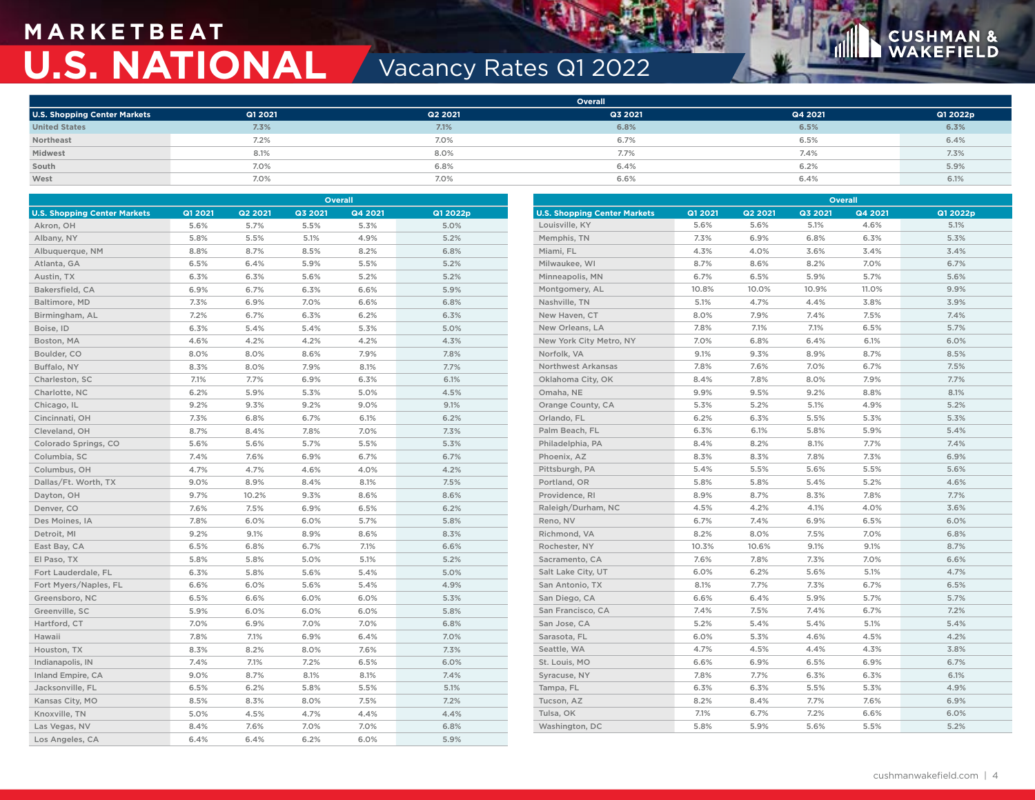# MARKETBEAT

# U.S. NATIONAL

## Vacancy Rates Q1 2022

| | Overall | | | | |
|---|---|---|---|---|---|
| U.S. Shopping Center Markets | Q1 2021 | Q2 2021 | Q3 2021 | Q4 2021 | Q1 2022p |
| United States | 7.3% | 7.1% | 6.8% | 6.5% | 6.3% |
| Northeast | 7.2% | 7.0% | 6.7% | 6.5% | 6.4% |
| Midwest | 8.1% | 8.0% | 7.7% | 7.4% | 7.3% |
| South | 7.0% | 6.8% | 6.4% | 6.2% | 5.9% |
| West | 7.0% | 7.0% | 6.6% | 6.4% | 6.1% |

| | Overall | | | | |
|---|---|---|---|---|---|
| U.S. Shopping Center Markets | Q1 2021 | Q2 2021 | Q3 2021 | Q4 2021 | Q1 2022p |
| Akron, OH | 5.6% | 5.7% | 5.5% | 5.3% | 5.0% |
| Albany, NY | 5.8% | 5.5% | 5.1% | 4.9% | 5.2% |
| Albuquerque, NM | 8.8% | 8.7% | 8.5% | 8.2% | 6.8% |
| Atlanta, GA | 6.5% | 6.4% | 5.9% | 5.5% | 5.2% |
| Austin, TX | 6.3% | 6.3% | 5.6% | 5.2% | 5.2% |
| Bakersfield, CA | 6.9% | 6.7% | 6.3% | 6.6% | 5.9% |
| Baltimore, MD | 7.3% | 6.9% | 7.0% | 6.6% | 6.8% |
| Birmingham, AL | 7.2% | 6.7% | 6.3% | 6.2% | 6.3% |
| Boise, ID | 6.3% | 5.4% | 5.4% | 5.3% | 5.0% |
| Boston, MA | 4.6% | 4.2% | 4.2% | 4.2% | 4.3% |
| Boulder, CO | 8.0% | 8.0% | 8.6% | 7.9% | 7.8% |
| Buffalo, NY | 8.3% | 8.0% | 7.9% | 8.1% | 7.7% |
| Charleston, SC | 7.1% | 7.7% | 6.9% | 6.3% | 6.1% |
| Charlotte, NC | 6.2% | 5.9% | 5.3% | 5.0% | 4.5% |
| Chicago, IL | 9.2% | 9.3% | 9.2% | 9.0% | 9.1% |
| Cincinnati, OH | 7.3% | 6.8% | 6.7% | 6.1% | 6.2% |
| Cleveland, OH | 8.7% | 8.4% | 7.8% | 7.0% | 7.3% |
| Colorado Springs, CO | 5.6% | 5.6% | 5.7% | 5.5% | 5.3% |
| Columbia, SC | 7.4% | 7.6% | 6.9% | 6.7% | 6.7% |
| Columbus, OH | 4.7% | 4.7% | 4.6% | 4.0% | 4.2% |
| Dallas/Ft. Worth, TX | 9.0% | 8.9% | 8.4% | 8.1% | 7.5% |
| Dayton, OH | 9.7% | 10.2% | 9.3% | 8.6% | 8.6% |
| Denver, CO | 7.6% | 7.5% | 6.9% | 6.5% | 6.2% |
| Des Moines, IA | 7.8% | 6.0% | 6.0% | 5.7% | 5.8% |
| Detroit, MI | 9.2% | 9.1% | 8.9% | 8.6% | 8.3% |
| East Bay, CA | 6.5% | 6.8% | 6.7% | 7.1% | 6.6% |
| El Paso, TX | 5.8% | 5.8% | 5.0% | 5.1% | 5.2% |
| Fort Lauderdale, FL | 6.3% | 5.8% | 5.6% | 5.4% | 5.0% |
| Fort Myers/Naples, FL | 6.6% | 6.0% | 5.6% | 5.4% | 4.9% |
| Greensboro, NC | 6.5% | 6.6% | 6.0% | 6.0% | 5.3% |
| Greenville, SC | 5.9% | 6.0% | 6.0% | 6.0% | 5.8% |
| Hartford, CT | 7.0% | 6.9% | 7.0% | 7.0% | 6.8% |
| Hawaii | 7.8% | 7.1% | 6.9% | 6.4% | 7.0% |
| Houston, TX | 8.3% | 8.2% | 8.0% | 7.6% | 7.3% |
| Indianapolis, IN | 7.4% | 7.1% | 7.2% | 6.5% | 6.0% |
| Inland Empire, CA | 9.0% | 8.7% | 8.1% | 8.1% | 7.4% |
| Jacksonville, FL | 6.5% | 6.2% | 5.8% | 5.5% | 5.1% |
| Kansas City, MO | 8.5% | 8.3% | 8.0% | 7.5% | 7.2% |
| Knoxville, TN | 5.0% | 4.5% | 4.7% | 4.4% | 4.4% |
| Las Vegas, NV | 8.4% | 7.6% | 7.0% | 7.0% | 6.8% |
| Los Angeles, CA | 6.4% | 6.4% | 6.2% | 6.0% | 5.9% |
| Louisville, KY | 5.6% | 5.6% | 5.1% | 4.6% | 5.1% |
| Memphis, TN | 7.3% | 6.9% | 6.8% | 6.3% | 5.3% |
| Miami, FL | 4.3% | 4.0% | 3.6% | 3.4% | 3.4% |
| Milwaukee, WI | 8.7% | 8.6% | 8.2% | 7.0% | 6.7% |
| Minneapolis, MN | 6.7% | 6.5% | 5.9% | 5.7% | 5.6% |
| Montgomery, AL | 10.8% | 10.0% | 10.9% | 11.0% | 9.9% |
| Nashville, TN | 5.1% | 4.7% | 4.4% | 3.8% | 3.9% |
| New Haven, CT | 8.0% | 7.9% | 7.4% | 7.5% | 7.4% |
| New Orleans, LA | 7.8% | 7.1% | 7.1% | 6.5% | 5.7% |
| New York City Metro, NY | 7.0% | 6.8% | 6.4% | 6.1% | 6.0% |
| Norfolk, VA | 9.1% | 9.3% | 8.9% | 8.7% | 8.5% |
| Northwest Arkansas | 7.8% | 7.6% | 7.0% | 6.7% | 7.5% |
| Oklahoma City, OK | 8.4% | 7.8% | 8.0% | 7.9% | 7.7% |
| Omaha, NE | 9.9% | 9.5% | 9.2% | 8.8% | 8.1% |
| Orange County, CA | 5.3% | 5.2% | 5.1% | 4.9% | 5.2% |
| Orlando, FL | 6.2% | 6.3% | 5.5% | 5.3% | 5.3% |
| Palm Beach, FL | 6.3% | 6.1% | 5.8% | 5.9% | 5.4% |
| Philadelphia, PA | 8.4% | 8.2% | 8.1% | 7.7% | 7.4% |
| Phoenix, AZ | 8.3% | 8.3% | 7.8% | 7.3% | 6.9% |
| Pittsburgh, PA | 5.4% | 5.5% | 5.6% | 5.5% | 5.6% |
| Portland, OR | 5.8% | 5.8% | 5.4% | 5.2% | 4.6% |
| Providence, RI | 8.9% | 8.7% | 8.3% | 7.8% | 7.7% |
| Raleigh/Durham, NC | 4.5% | 4.2% | 4.1% | 4.0% | 3.6% |
| Reno, NV | 6.7% | 7.4% | 6.9% | 6.5% | 6.0% |
| Richmond, VA | 8.2% | 8.0% | 7.5% | 7.0% | 6.8% |
| Rochester, NY | 10.3% | 10.6% | 9.1% | 9.1% | 8.7% |
| Sacramento, CA | 7.6% | 7.8% | 7.3% | 7.0% | 6.6% |
| Salt Lake City, UT | 6.0% | 6.2% | 5.6% | 5.1% | 4.7% |
| San Antonio, TX | 8.1% | 7.7% | 7.3% | 6.7% | 6.5% |
| San Diego, CA | 6.6% | 6.4% | 5.9% | 5.7% | 5.7% |
| San Francisco, CA | 7.4% | 7.5% | 7.4% | 6.7% | 7.2% |
| San Jose, CA | 5.2% | 5.4% | 5.4% | 5.1% | 5.4% |
| Sarasota, FL | 6.0% | 5.3% | 4.6% | 4.5% | 4.2% |
| Seattle, WA | 4.7% | 4.5% | 4.4% | 4.3% | 3.8% |
| St. Louis, MO | 6.6% | 6.9% | 6.5% | 6.9% | 6.7% |
| Syracuse, NY | 7.8% | 7.7% | 6.3% | 6.3% | 6.1% |
| Tampa, FL | 6.3% | 6.3% | 5.5% | 5.3% | 4.9% |
| Tucson, AZ | 8.2% | 8.4% | 7.7% | 7.6% | 6.9% |
| Tulsa, OK | 7.1% | 6.7% | 7.2% | 6.6% | 6.0% |
| Washington, DC | 5.8% | 5.9% | 5.6% | 5.5% | 5.2% |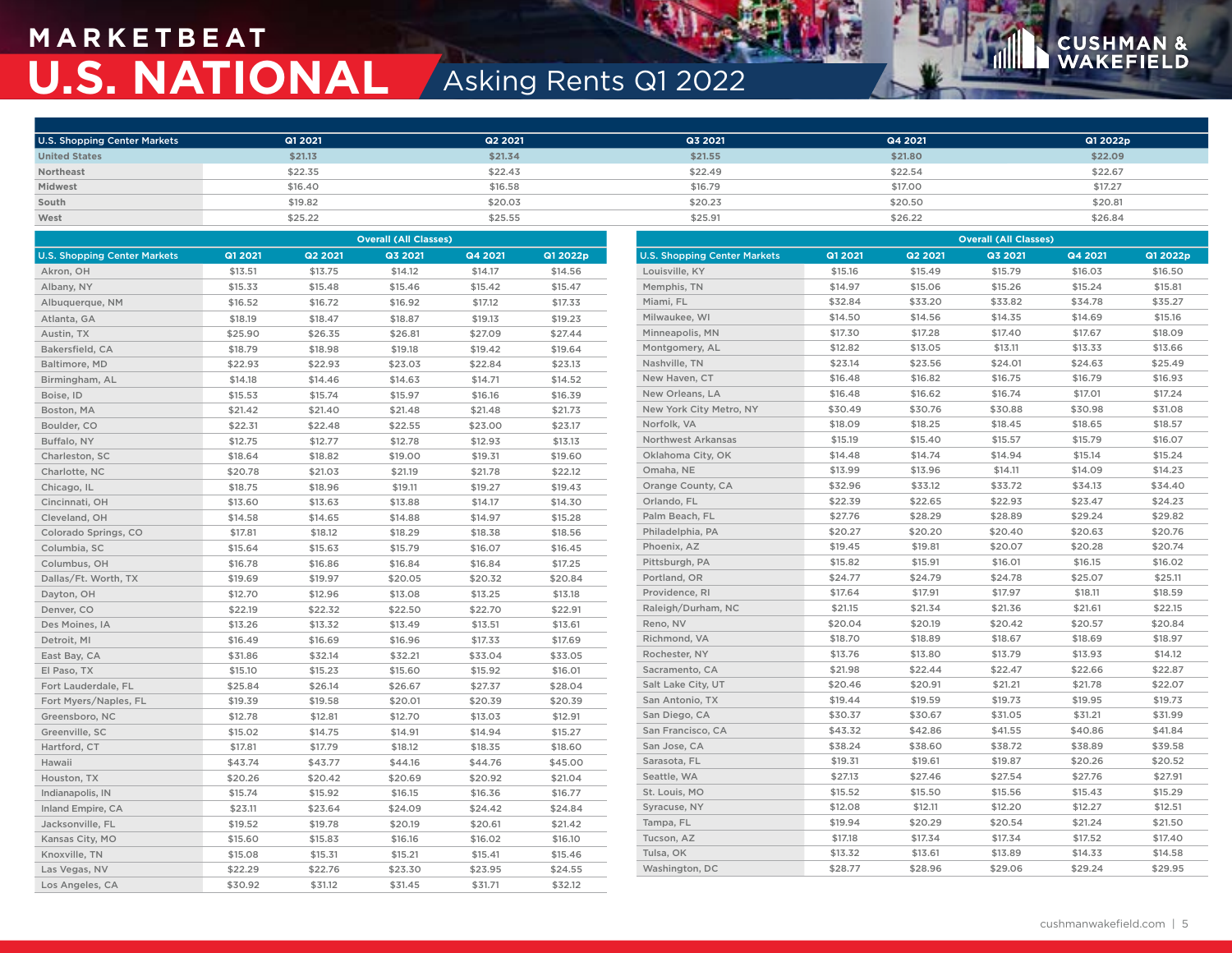# MARKETBEAT

# U.S. NATIONAL

## Asking Rents Q1 2022

| U.S. Shopping Center Markets | Q1 2021 | Q2 2021 | Q3 2021 | Q4 2021 | Q1 2022p |
|---|---|---|---|---|---|
| **United States** | **$21.13** | **$21.34** | **$21.55** | **$21.80** | **$22.09** |
| Northeast | $22.35 | $22.43 | $22.49 | $22.54 | $22.67 |
| Midwest | $16.40 | $16.58 | $16.79 | $17.00 | $17.27 |
| South | $19.82 | $20.03 | $20.23 | $20.50 | $20.81 |
| West | $25.22 | $25.55 | $25.91 | $26.22 | $26.84 |

| | Overall (All Classes) | | | | |
|---|---|---|---|---|---|
| U.S. Shopping Center Markets | Q1 2021 | Q2 2021 | Q3 2021 | Q4 2021 | Q1 2022p |
| Akron, OH | $13.51 | $13.75 | $14.12 | $14.17 | $14.56 |
| Albany, NY | $15.33 | $15.48 | $15.46 | $15.42 | $15.47 |
| Albuquerque, NM | $16.52 | $16.72 | $16.92 | $17.12 | $17.33 |
| Atlanta, GA | $18.19 | $18.47 | $18.87 | $19.13 | $19.23 |
| Austin, TX | $25.90 | $26.35 | $26.81 | $27.09 | $27.44 |
| Bakersfield, CA | $18.79 | $18.98 | $19.18 | $19.42 | $19.64 |
| Baltimore, MD | $22.93 | $22.93 | $23.03 | $22.84 | $23.13 |
| Birmingham, AL | $14.18 | $14.46 | $14.63 | $14.71 | $14.52 |
| Boise, ID | $15.53 | $15.74 | $15.97 | $16.16 | $16.39 |
| Boston, MA | $21.42 | $21.40 | $21.48 | $21.48 | $21.73 |
| Boulder, CO | $22.31 | $22.48 | $22.55 | $23.00 | $23.17 |
| Buffalo, NY | $12.75 | $12.77 | $12.78 | $12.93 | $13.13 |
| Charleston, SC | $18.64 | $18.82 | $19.00 | $19.31 | $19.60 |
| Charlotte, NC | $20.78 | $21.03 | $21.19 | $21.78 | $22.12 |
| Chicago, IL | $18.75 | $18.96 | $19.11 | $19.27 | $19.43 |
| Cincinnati, OH | $13.60 | $13.63 | $13.88 | $14.17 | $14.30 |
| Cleveland, OH | $14.58 | $14.65 | $14.88 | $14.97 | $15.28 |
| Colorado Springs, CO | $17.81 | $18.12 | $18.29 | $18.38 | $18.56 |
| Columbia, SC | $15.64 | $15.63 | $15.79 | $16.07 | $16.45 |
| Columbus, OH | $16.78 | $16.86 | $16.84 | $16.84 | $17.25 |
| Dallas/Ft. Worth, TX | $19.69 | $19.97 | $20.05 | $20.32 | $20.84 |
| Dayton, OH | $12.70 | $12.96 | $13.08 | $13.25 | $13.18 |
| Denver, CO | $22.19 | $22.32 | $22.50 | $22.70 | $22.91 |
| Des Moines, IA | $13.26 | $13.32 | $13.49 | $13.51 | $13.61 |
| Detroit, MI | $16.49 | $16.69 | $16.96 | $17.33 | $17.69 |
| East Bay, CA | $31.86 | $32.14 | $32.21 | $33.04 | $33.05 |
| El Paso, TX | $15.10 | $15.23 | $15.60 | $15.92 | $16.01 |
| Fort Lauderdale, FL | $25.84 | $26.14 | $26.67 | $27.37 | $28.04 |
| Fort Myers/Naples, FL | $19.39 | $19.58 | $20.01 | $20.39 | $20.39 |
| Greensboro, NC | $12.78 | $12.81 | $12.70 | $13.03 | $12.91 |
| Greenville, SC | $15.02 | $14.75 | $14.91 | $14.94 | $15.27 |
| Hartford, CT | $17.81 | $17.79 | $18.12 | $18.35 | $18.60 |
| Hawaii | $43.74 | $43.77 | $44.16 | $44.76 | $45.00 |
| Houston, TX | $20.26 | $20.42 | $20.69 | $20.92 | $21.04 |
| Indianapolis, IN | $15.74 | $15.92 | $16.15 | $16.36 | $16.77 |
| Inland Empire, CA | $23.11 | $23.64 | $24.09 | $24.42 | $24.84 |
| Jacksonville, FL | $19.52 | $19.78 | $20.19 | $20.61 | $21.42 |
| Kansas City, MO | $15.60 | $15.83 | $16.16 | $16.02 | $16.10 |
| Knoxville, TN | $15.08 | $15.31 | $15.21 | $15.41 | $15.46 |
| Las Vegas, NV | $22.29 | $22.76 | $23.30 | $23.95 | $24.55 |
| Los Angeles, CA | $30.92 | $31.12 | $31.45 | $31.71 | $32.12 |

| | Overall (All Classes) | | | | |
|---|---|---|---|---|---|
| U.S. Shopping Center Markets | Q1 2021 | Q2 2021 | Q3 2021 | Q4 2021 | Q1 2022p |
| Louisville, KY | $15.16 | $15.49 | $15.79 | $16.03 | $16.50 |
| Memphis, TN | $14.97 | $15.06 | $15.26 | $15.24 | $15.81 |
| Miami, FL | $32.84 | $33.20 | $33.82 | $34.78 | $35.27 |
| Milwaukee, WI | $14.50 | $14.56 | $14.35 | $14.69 | $15.16 |
| Minneapolis, MN | $17.30 | $17.28 | $17.40 | $17.67 | $18.09 |
| Montgomery, AL | $12.82 | $13.05 | $13.11 | $13.33 | $13.66 |
| Nashville, TN | $23.14 | $23.56 | $24.01 | $24.63 | $25.49 |
| New Haven, CT | $16.48 | $16.82 | $16.75 | $16.79 | $16.93 |
| New Orleans, LA | $16.48 | $16.62 | $16.74 | $17.01 | $17.24 |
| New York City Metro, NY | $30.49 | $30.76 | $30.88 | $30.98 | $31.08 |
| Norfolk, VA | $18.09 | $18.25 | $18.45 | $18.65 | $18.57 |
| Northwest Arkansas | $15.19 | $15.40 | $15.57 | $15.79 | $16.07 |
| Oklahoma City, OK | $14.48 | $14.74 | $14.94 | $15.14 | $15.24 |
| Omaha, NE | $13.99 | $13.96 | $14.11 | $14.09 | $14.23 |
| Orange County, CA | $32.96 | $33.12 | $33.72 | $34.13 | $34.40 |
| Orlando, FL | $22.39 | $22.65 | $22.93 | $23.47 | $24.23 |
| Palm Beach, FL | $27.76 | $28.29 | $28.89 | $29.24 | $29.82 |
| Philadelphia, PA | $20.27 | $20.20 | $20.40 | $20.63 | $20.76 |
| Phoenix, AZ | $19.45 | $19.81 | $20.07 | $20.28 | $20.74 |
| Pittsburgh, PA | $15.82 | $15.91 | $16.01 | $16.15 | $16.02 |
| Portland, OR | $24.77 | $24.79 | $24.78 | $25.07 | $25.11 |
| Providence, RI | $17.64 | $17.91 | $17.97 | $18.11 | $18.59 |
| Raleigh/Durham, NC | $21.15 | $21.34 | $21.36 | $21.61 | $22.15 |
| Reno, NV | $20.04 | $20.19 | $20.42 | $20.57 | $20.84 |
| Richmond, VA | $18.70 | $18.89 | $18.67 | $18.69 | $18.97 |
| Rochester, NY | $13.76 | $13.80 | $13.79 | $13.93 | $14.12 |
| Sacramento, CA | $21.98 | $22.44 | $22.47 | $22.66 | $22.87 |
| Salt Lake City, UT | $20.46 | $20.91 | $21.21 | $21.78 | $22.07 |
| San Antonio, TX | $19.44 | $19.59 | $19.73 | $19.95 | $19.73 |
| San Diego, CA | $30.37 | $30.67 | $31.05 | $31.21 | $31.99 |
| San Francisco, CA | $43.32 | $42.86 | $41.55 | $40.86 | $41.84 |
| San Jose, CA | $38.24 | $38.60 | $38.72 | $38.89 | $39.58 |
| Sarasota, FL | $19.31 | $19.61 | $19.87 | $20.26 | $20.52 |
| Seattle, WA | $27.13 | $27.46 | $27.54 | $27.76 | $27.91 |
| St. Louis, MO | $15.52 | $15.50 | $15.56 | $15.43 | $15.29 |
| Syracuse, NY | $12.08 | $12.11 | $12.20 | $12.27 | $12.51 |
| Tampa, FL | $19.94 | $20.29 | $20.54 | $21.24 | $21.50 |
| Tucson, AZ | $17.18 | $17.34 | $17.34 | $17.52 | $17.40 |
| Tulsa, OK | $13.32 | $13.61 | $13.89 | $14.33 | $14.58 |
| Washington, DC | $28.77 | $28.96 | $29.06 | $29.24 | $29.95 |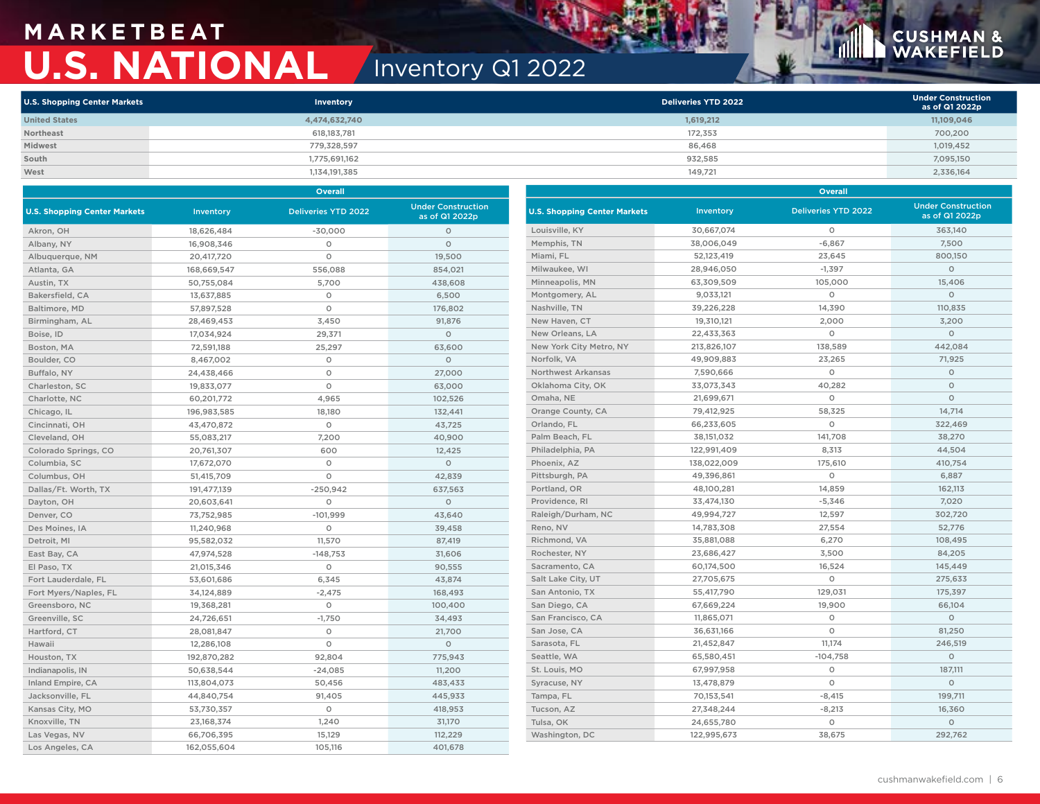# MARKETBEAT

# U.S. NATIONAL

## Inventory Q1 2022

| U.S. Shopping Center Markets | Inventory | Deliveries YTD 2022 | Under Construction as of Q1 2022p |
|---|---|---|---|
| United States | 4,474,632,740 | 1,619,212 | 11,109,046 |
| Northeast | 618,183,781 | 172,353 | 700,200 |
| Midwest | 779,328,597 | 86,468 | 1,019,452 |
| South | 1,775,691,162 | 932,585 | 7,095,150 |
| West | 1,134,191,385 | 149,721 | 2,336,164 |

| | Overall | | |
|---|---|---|---|
| U.S. Shopping Center Markets | Inventory | Deliveries YTD 2022 | Under Construction as of Q1 2022p |
| Akron, OH | 18,626,484 | -30,000 | 0 |
| Albany, NY | 16,908,346 | 0 | 0 |
| Albuquerque, NM | 20,417,720 | 0 | 19,500 |
| Atlanta, GA | 168,669,547 | 556,088 | 854,021 |
| Austin, TX | 50,755,084 | 5,700 | 438,608 |
| Bakersfield, CA | 13,637,885 | 0 | 6,500 |
| Baltimore, MD | 57,897,528 | 0 | 176,802 |
| Birmingham, AL | 28,469,453 | 3,450 | 91,876 |
| Boise, ID | 17,034,924 | 29,371 | 0 |
| Boston, MA | 72,591,188 | 25,297 | 63,600 |
| Boulder, CO | 8,467,002 | 0 | 0 |
| Buffalo, NY | 24,438,466 | 0 | 27,000 |
| Charleston, SC | 19,833,077 | 0 | 63,000 |
| Charlotte, NC | 60,201,772 | 4,965 | 102,526 |
| Chicago, IL | 196,983,585 | 18,180 | 132,441 |
| Cincinnati, OH | 43,470,872 | 0 | 43,725 |
| Cleveland, OH | 55,083,217 | 7,200 | 40,900 |
| Colorado Springs, CO | 20,761,307 | 600 | 12,425 |
| Columbia, SC | 17,672,070 | 0 | 0 |
| Columbus, OH | 51,415,709 | 0 | 42,839 |
| Dallas/Ft. Worth, TX | 191,477,139 | -250,942 | 637,563 |
| Dayton, OH | 20,603,641 | 0 | 0 |
| Denver, CO | 73,752,985 | -101,999 | 43,640 |
| Des Moines, IA | 11,240,968 | 0 | 39,458 |
| Detroit, MI | 95,582,032 | 11,570 | 87,419 |
| East Bay, CA | 47,974,528 | -148,753 | 31,606 |
| El Paso, TX | 21,015,346 | 0 | 90,555 |
| Fort Lauderdale, FL | 53,601,686 | 6,345 | 43,874 |
| Fort Myers/Naples, FL | 34,124,889 | -2,475 | 168,493 |
| Greensboro, NC | 19,368,281 | 0 | 100,400 |
| Greenville, SC | 24,726,651 | -1,750 | 34,493 |
| Hartford, CT | 28,081,847 | 0 | 21,700 |
| Hawaii | 12,286,108 | 0 | 0 |
| Houston, TX | 192,870,282 | 92,804 | 775,943 |
| Indianapolis, IN | 50,638,544 | -24,085 | 11,200 |
| Inland Empire, CA | 113,804,073 | 50,456 | 483,433 |
| Jacksonville, FL | 44,840,754 | 91,405 | 445,933 |
| Kansas City, MO | 53,730,357 | 0 | 418,953 |
| Knoxville, TN | 23,168,374 | 1,240 | 31,170 |
| Las Vegas, NV | 66,706,395 | 15,129 | 112,229 |
| Los Angeles, CA | 162,055,604 | 105,116 | 401,678 |
| Louisville, KY | 30,667,074 | 0 | 363,140 |
| Memphis, TN | 38,006,049 | -6,867 | 7,500 |
| Miami, FL | 52,123,419 | 23,645 | 800,150 |
| Milwaukee, WI | 28,946,050 | -1,397 | 0 |
| Minneapolis, MN | 63,309,509 | 105,000 | 15,406 |
| Montgomery, AL | 9,033,121 | 0 | 0 |
| Nashville, TN | 39,226,228 | 14,390 | 110,835 |
| New Haven, CT | 19,310,121 | 2,000 | 3,200 |
| New Orleans, LA | 22,433,363 | 0 | 0 |
| New York City Metro, NY | 213,826,107 | 138,589 | 442,084 |
| Norfolk, VA | 49,909,883 | 23,265 | 71,925 |
| Northwest Arkansas | 7,590,666 | 0 | 0 |
| Oklahoma City, OK | 33,073,343 | 40,282 | 0 |
| Omaha, NE | 21,699,671 | 0 | 0 |
| Orange County, CA | 79,412,925 | 58,325 | 14,714 |
| Orlando, FL | 66,233,605 | 0 | 322,469 |
| Palm Beach, FL | 38,151,032 | 141,708 | 38,270 |
| Philadelphia, PA | 122,991,409 | 8,313 | 44,504 |
| Phoenix, AZ | 138,022,009 | 175,610 | 410,754 |
| Pittsburgh, PA | 49,396,861 | 0 | 6,887 |
| Portland, OR | 48,100,281 | 14,859 | 162,113 |
| Providence, RI | 33,474,130 | -5,346 | 7,020 |
| Raleigh/Durham, NC | 49,994,727 | 12,597 | 302,720 |
| Reno, NV | 14,783,308 | 27,554 | 52,776 |
| Richmond, VA | 35,881,088 | 6,270 | 108,495 |
| Rochester, NY | 23,686,427 | 3,500 | 84,205 |
| Sacramento, CA | 60,174,500 | 16,524 | 145,449 |
| Salt Lake City, UT | 27,705,675 | 0 | 275,633 |
| San Antonio, TX | 55,417,790 | 129,031 | 175,397 |
| San Diego, CA | 67,669,224 | 19,900 | 66,104 |
| San Francisco, CA | 11,865,071 | 0 | 0 |
| San Jose, CA | 36,631,166 | 0 | 81,250 |
| Sarasota, FL | 21,452,847 | 11,174 | 246,519 |
| Seattle, WA | 65,580,451 | -104,758 | 0 |
| St. Louis, MO | 67,997,958 | 0 | 187,111 |
| Syracuse, NY | 13,478,879 | 0 | 0 |
| Tampa, FL | 70,153,541 | -8,415 | 199,711 |
| Tucson, AZ | 27,348,244 | -8,213 | 16,360 |
| Tulsa, OK | 24,655,780 | 0 | 0 |
| Washington, DC | 122,995,673 | 38,675 | 292,762 |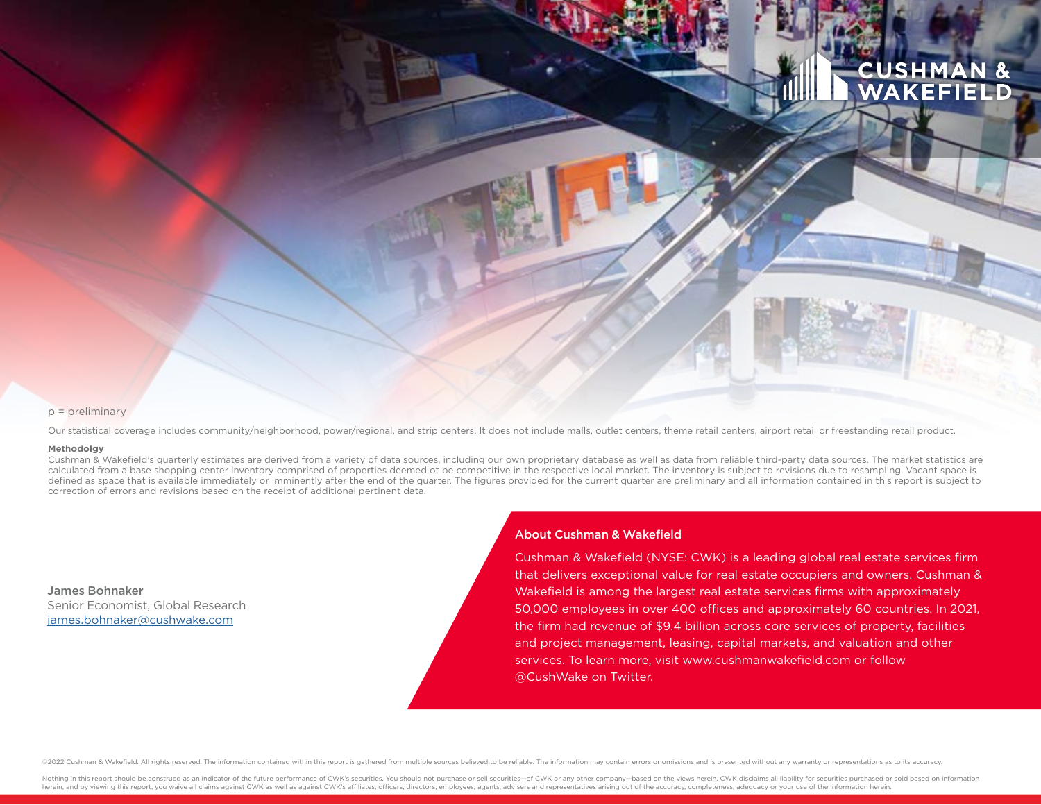p = preliminary

Our statistical coverage includes community/neighborhood, power/regional, and strip centers. It does not include malls, outlet centers, theme retail centers, airport retail or freestanding retail product.

**Methodolgy**

Cushman & Wakefield's quarterly estimates are derived from a variety of data sources, including our own proprietary database as well as data from reliable third-party data sources. The market statistics are calculated from a base shopping center inventory comprised of properties deemed ot be competitive in the respective local market. The inventory is subject to revisions due to resampling. Vacant space is defined as space that is available immediately or imminently after the end of the quarter. The figures provided for the current quarter are preliminary and all information contained in this report is subject to correction of errors and revisions based on the receipt of additional pertinent data.

James Bohnaker
Senior Economist, Global Research
james.bohnaker@cushwake.com

### About Cushman & Wakefield

Cushman & Wakefield (NYSE: CWK) is a leading global real estate services firm that delivers exceptional value for real estate occupiers and owners. Cushman & Wakefield is among the largest real estate services firms with approximately 50,000 employees in over 400 offices and approximately 60 countries. In 2021, the firm had revenue of $9.4 billion across core services of property, facilities and project management, leasing, capital markets, and valuation and other services. To learn more, visit www.cushmanwakefield.com or follow @CushWake on Twitter.

©2022 Cushman & Wakefield. All rights reserved. The information contained within this report is gathered from multiple sources believed to be reliable. The information may contain errors or omissions and is presented without any warranty or representations as to its accuracy.

Nothing in this report should be construed as an indicator of the future performance of CWK's securities. You should not purchase or sell securities—of CWK or any other company—based on the views herein. CWK disclaims all liability for securities purchased or sold based on information herein, and by viewing this report, you waive all claims against CWK as well as against CWK's affiliates, officers, directors, employees, agents, advisers and representatives arising out of the accuracy, completeness, adequacy or your use of the information herein.